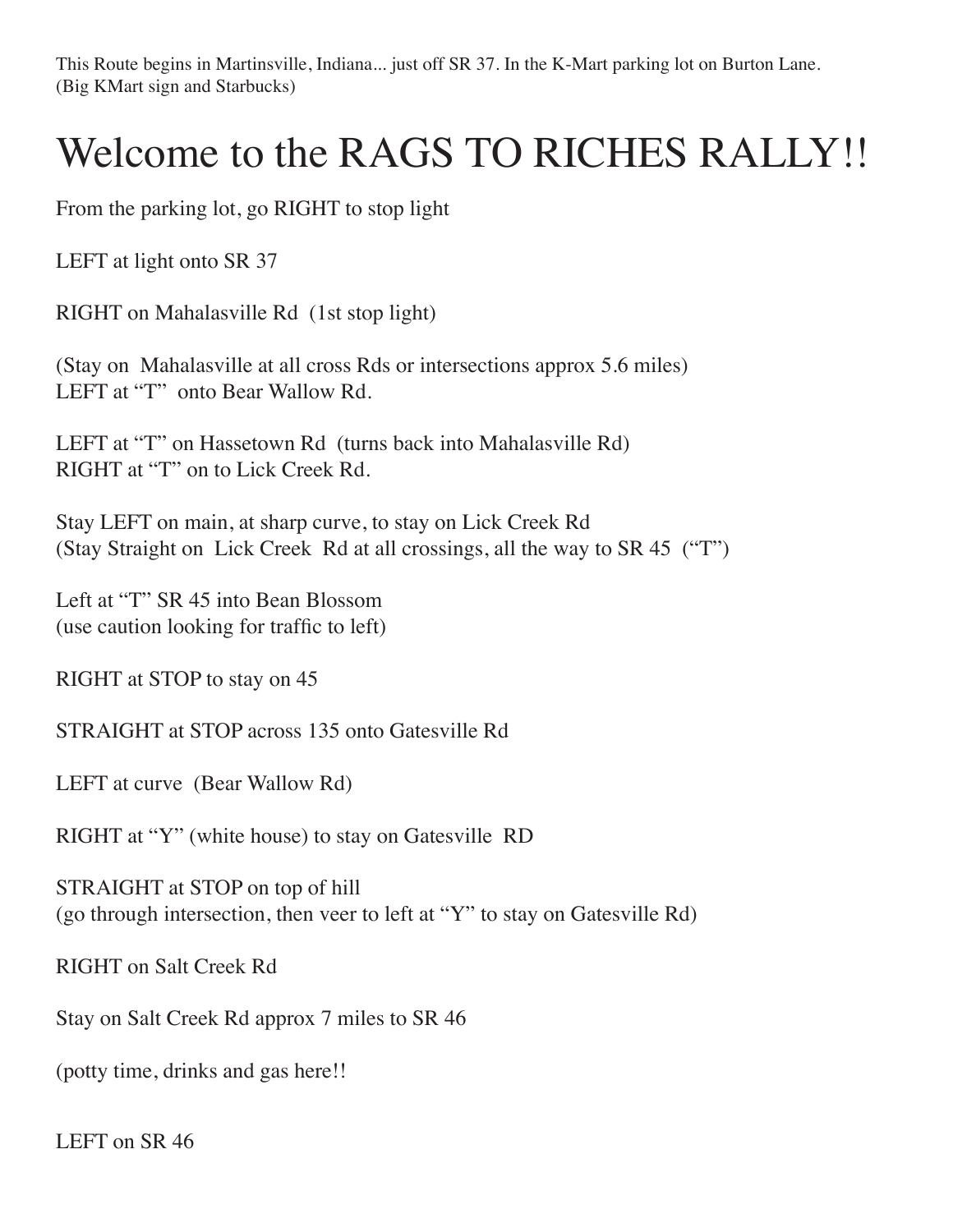This Route begins in Martinsville, Indiana... just off SR 37. In the K-Mart parking lot on Burton Lane. (Big KMart sign and Starbucks)

# Welcome to the RAGS TO RICHES RALLY!!

From the parking lot, go RIGHT to stop light

LEFT at light onto SR 37

RIGHT on Mahalasville Rd (1st stop light)

(Stay on Mahalasville at all cross Rds or intersections approx 5.6 miles)
LEFT at "T" onto Bear Wallow Rd.

LEFT at "T" on Hassetown Rd (turns back into Mahalasville Rd)
RIGHT at "T" on to Lick Creek Rd.

Stay LEFT on main, at sharp curve, to stay on Lick Creek Rd
(Stay Straight on Lick Creek Rd at all crossings, all the way to SR 45 ("T")

Left at "T" SR 45 into Bean Blossom
(use caution looking for traffic to left)

RIGHT at STOP to stay on 45

STRAIGHT at STOP across 135 onto Gatesville Rd

LEFT at curve (Bear Wallow Rd)

RIGHT at "Y" (white house) to stay on Gatesville RD

STRAIGHT at STOP on top of hill
(go through intersection, then veer to left at "Y" to stay on Gatesville Rd)

RIGHT on Salt Creek Rd

Stay on Salt Creek Rd approx 7 miles to SR 46

(potty time, drinks and gas here!!

LEFT on SR 46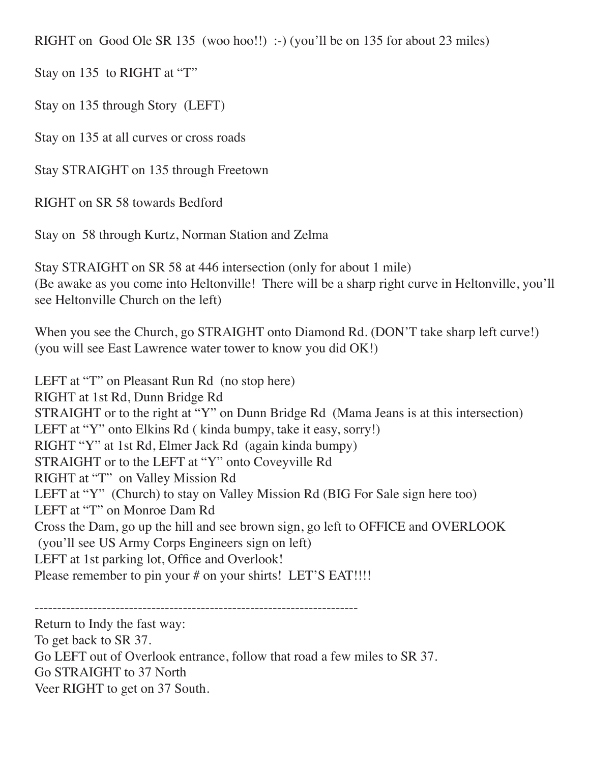RIGHT on Good Ole SR 135 (woo hoo!!) :-) (you'll be on 135 for about 23 miles)

Stay on 135 to RIGHT at "T"

Stay on 135 through Story (LEFT)

Stay on 135 at all curves or cross roads

Stay STRAIGHT on 135 through Freetown

RIGHT on SR 58 towards Bedford

Stay on 58 through Kurtz, Norman Station and Zelma

Stay STRAIGHT on SR 58 at 446 intersection (only for about 1 mile)
(Be awake as you come into Heltonville! There will be a sharp right curve in Heltonville, you'll see Heltonville Church on the left)

When you see the Church, go STRAIGHT onto Diamond Rd. (DON'T take sharp left curve!)
(you will see East Lawrence water tower to know you did OK!)

LEFT at "T" on Pleasant Run Rd (no stop here)
RIGHT at 1st Rd, Dunn Bridge Rd
STRAIGHT or to the right at "Y" on Dunn Bridge Rd (Mama Jeans is at this intersection)
LEFT at "Y" onto Elkins Rd ( kinda bumpy, take it easy, sorry!)
RIGHT "Y" at 1st Rd, Elmer Jack Rd (again kinda bumpy)
STRAIGHT or to the LEFT at "Y" onto Coveyville Rd
RIGHT at "T" on Valley Mission Rd
LEFT at "Y" (Church) to stay on Valley Mission Rd (BIG For Sale sign here too)
LEFT at "T" on Monroe Dam Rd
Cross the Dam, go up the hill and see brown sign, go left to OFFICE and OVERLOOK
(you'll see US Army Corps Engineers sign on left)
LEFT at 1st parking lot, Office and Overlook!
Please remember to pin your # on your shirts! LET'S EAT!!!!

---

Return to Indy the fast way:
To get back to SR 37.
Go LEFT out of Overlook entrance, follow that road a few miles to SR 37.
Go STRAIGHT to 37 North
Veer RIGHT to get on 37 South.